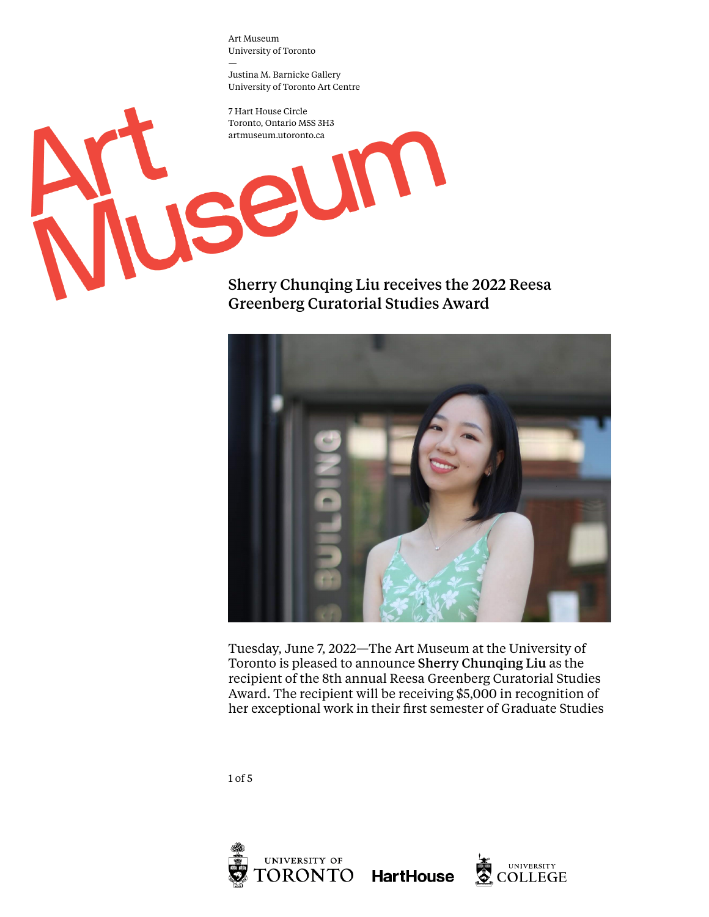Art Museum
University of Toronto
—
Justina M. Barnicke Gallery
University of Toronto Art Centre

7 Hart House Circle
Toronto, Ontario M5S 3H3
artmuseum.utoronto.ca

Art Museum

# Sherry Chunqing Liu receives the 2022 Reesa Greenberg Curatorial Studies Award

Tuesday, June 7, 2022—The Art Museum at the University of Toronto is pleased to announce **Sherry Chunqing Liu** as the recipient of the 8th annual Reesa Greenberg Curatorial Studies Award. The recipient will be receiving $5,000 in recognition of her exceptional work in their first semester of Graduate Studies

UNIVERSITY OF TORONTO HartHouse UNIVERSITY COLLEGE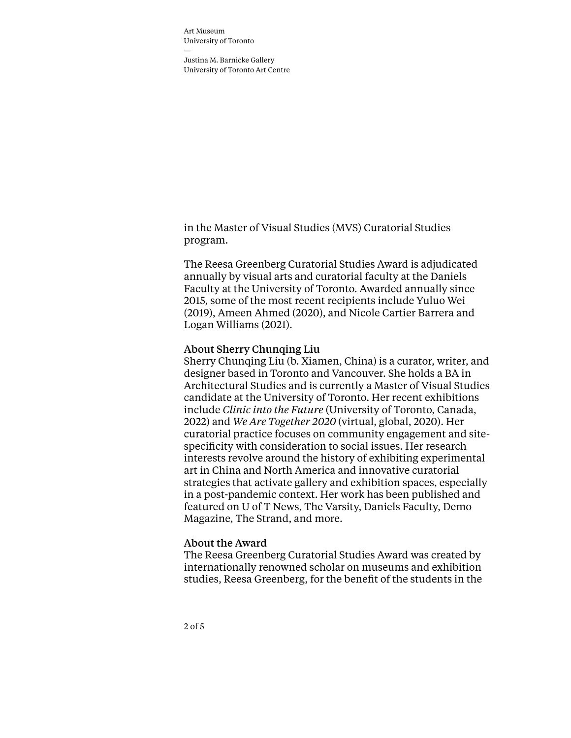in the Master of Visual Studies (MVS) Curatorial Studies program.

The Reesa Greenberg Curatorial Studies Award is adjudicated annually by visual arts and curatorial faculty at the Daniels Faculty at the University of Toronto. Awarded annually since 2015, some of the most recent recipients include Yuluo Wei (2019), Ameen Ahmed (2020), and Nicole Cartier Barrera and Logan Williams (2021).

## About Sherry Chunqing Liu

Sherry Chunqing Liu (b. Xiamen, China) is a curator, writer, and designer based in Toronto and Vancouver. She holds a BA in Architectural Studies and is currently a Master of Visual Studies candidate at the University of Toronto. Her recent exhibitions include *Clinic into the Future* (University of Toronto, Canada, 2022) and *We Are Together 2020* (virtual, global, 2020). Her curatorial practice focuses on community engagement and site-specificity with consideration to social issues. Her research interests revolve around the history of exhibiting experimental art in China and North America and innovative curatorial strategies that activate gallery and exhibition spaces, especially in a post-pandemic context. Her work has been published and featured on U of T News, The Varsity, Daniels Faculty, Demo Magazine, The Strand, and more.

## About the Award

The Reesa Greenberg Curatorial Studies Award was created by internationally renowned scholar on museums and exhibition studies, Reesa Greenberg, for the benefit of the students in the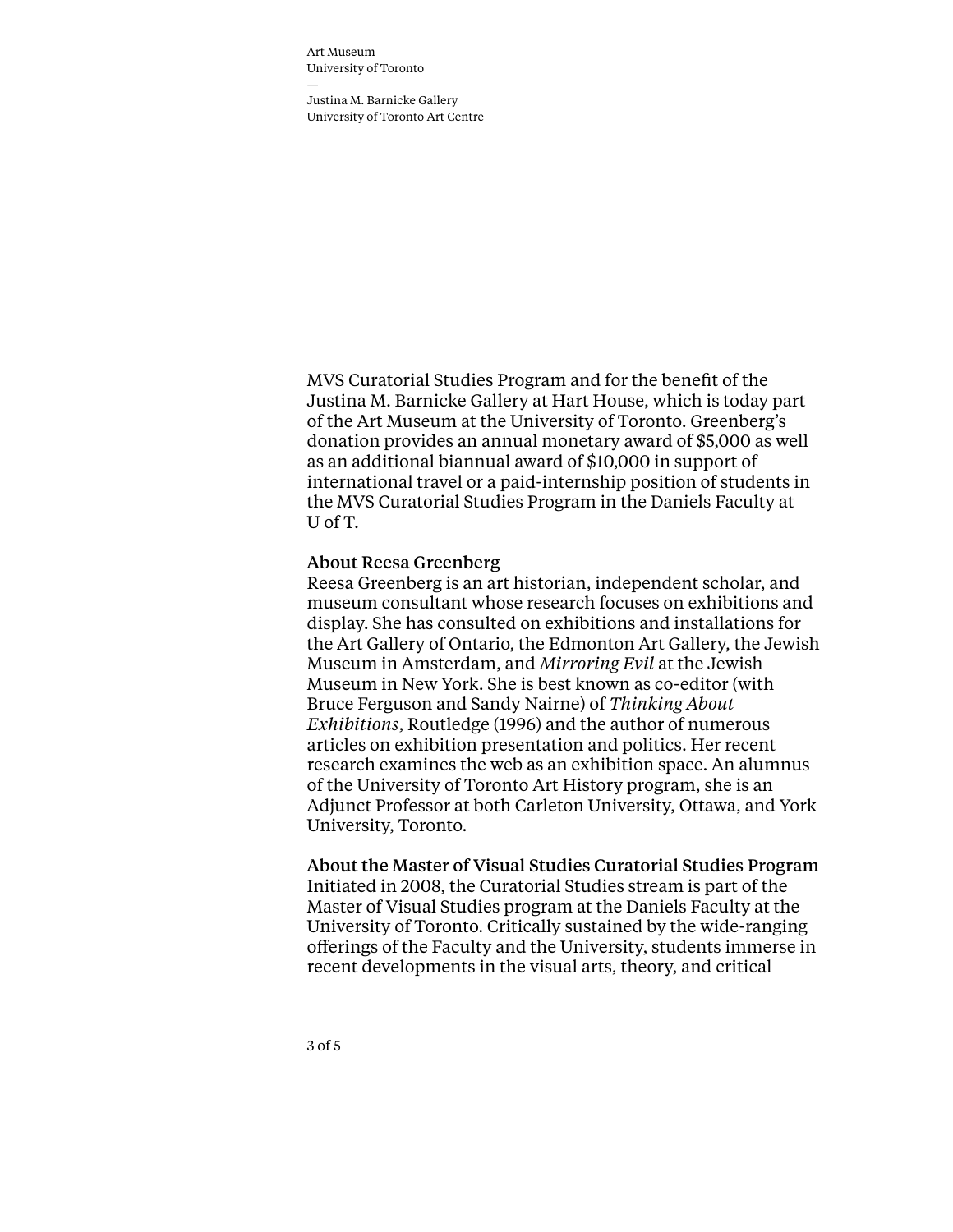MVS Curatorial Studies Program and for the benefit of the Justina M. Barnicke Gallery at Hart House, which is today part of the Art Museum at the University of Toronto. Greenberg's donation provides an annual monetary award of $5,000 as well as an additional biannual award of $10,000 in support of international travel or a paid-internship position of students in the MVS Curatorial Studies Program in the Daniels Faculty at U of T.

## About Reesa Greenberg

Reesa Greenberg is an art historian, independent scholar, and museum consultant whose research focuses on exhibitions and display. She has consulted on exhibitions and installations for the Art Gallery of Ontario, the Edmonton Art Gallery, the Jewish Museum in Amsterdam, and *Mirroring Evil* at the Jewish Museum in New York. She is best known as co-editor (with Bruce Ferguson and Sandy Nairne) of *Thinking About Exhibitions*, Routledge (1996) and the author of numerous articles on exhibition presentation and politics. Her recent research examines the web as an exhibition space. An alumnus of the University of Toronto Art History program, she is an Adjunct Professor at both Carleton University, Ottawa, and York University, Toronto.

## About the Master of Visual Studies Curatorial Studies Program

Initiated in 2008, the Curatorial Studies stream is part of the Master of Visual Studies program at the Daniels Faculty at the University of Toronto. Critically sustained by the wide-ranging offerings of the Faculty and the University, students immerse in recent developments in the visual arts, theory, and critical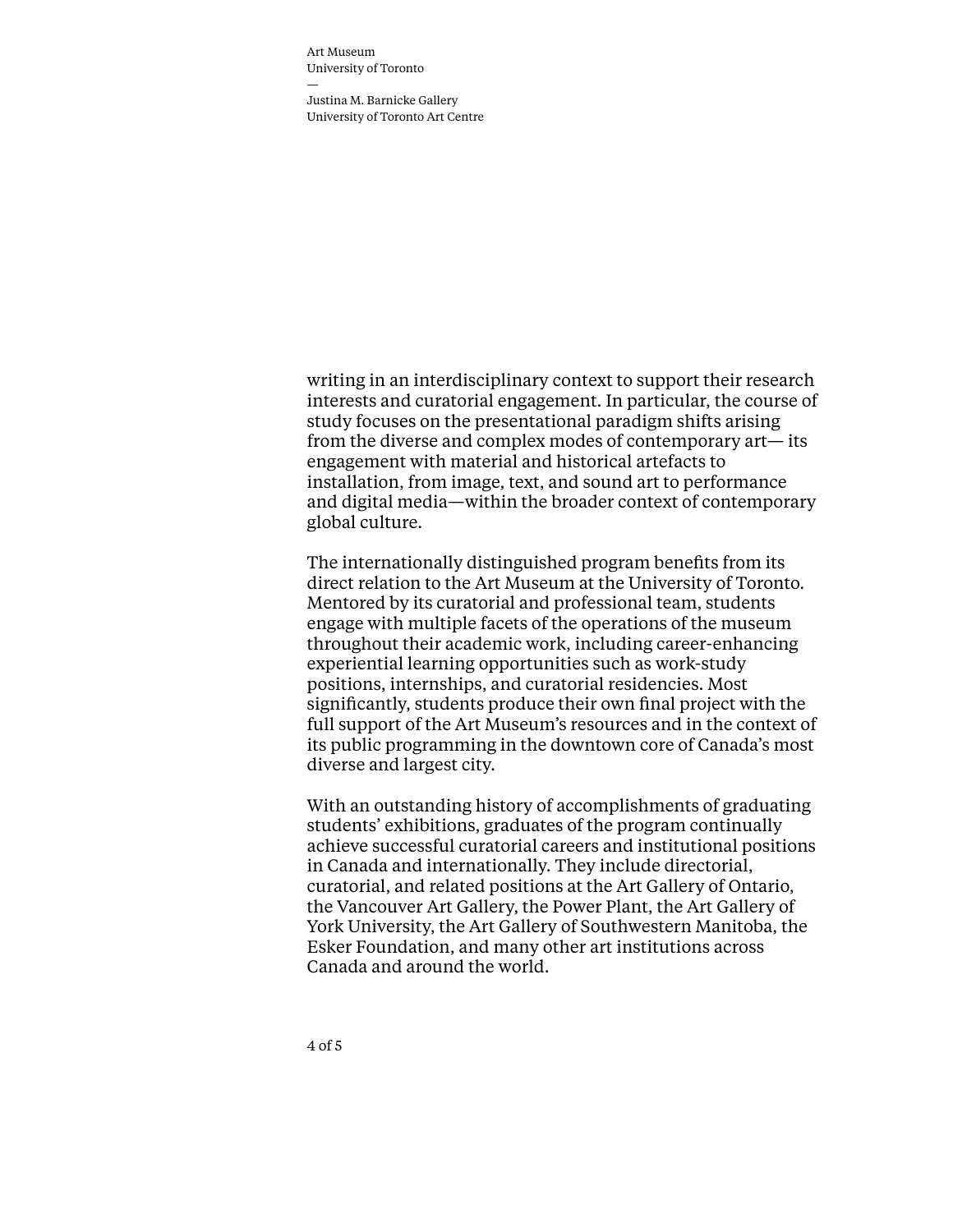writing in an interdisciplinary context to support their research interests and curatorial engagement. In particular, the course of study focuses on the presentational paradigm shifts arising from the diverse and complex modes of contemporary art— its engagement with material and historical artefacts to installation, from image, text, and sound art to performance and digital media—within the broader context of contemporary global culture.

The internationally distinguished program benefits from its direct relation to the Art Museum at the University of Toronto. Mentored by its curatorial and professional team, students engage with multiple facets of the operations of the museum throughout their academic work, including career-enhancing experiential learning opportunities such as work-study positions, internships, and curatorial residencies. Most significantly, students produce their own final project with the full support of the Art Museum's resources and in the context of its public programming in the downtown core of Canada's most diverse and largest city.

With an outstanding history of accomplishments of graduating students' exhibitions, graduates of the program continually achieve successful curatorial careers and institutional positions in Canada and internationally. They include directorial, curatorial, and related positions at the Art Gallery of Ontario, the Vancouver Art Gallery, the Power Plant, the Art Gallery of York University, the Art Gallery of Southwestern Manitoba, the Esker Foundation, and many other art institutions across Canada and around the world.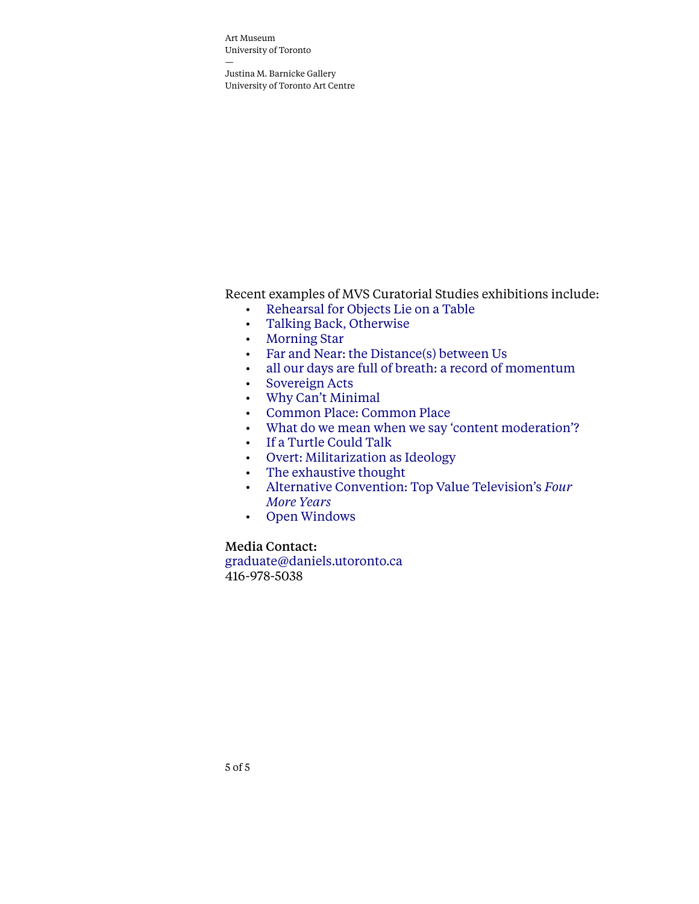Recent examples of MVS Curatorial Studies exhibitions include:

- Rehearsal for Objects Lie on a Table
- Talking Back, Otherwise
- Morning Star
- Far and Near: the Distance(s) between Us
- all our days are full of breath: a record of momentum
- Sovereign Acts
- Why Can't Minimal
- Common Place: Common Place
- What do we mean when we say 'content moderation'?
- If a Turtle Could Talk
- Overt: Militarization as Ideology
- The exhaustive thought
- Alternative Convention: Top Value Television's *Four More Years*
- Open Windows

**Media Contact:**
graduate@daniels.utoronto.ca
416-978-5038